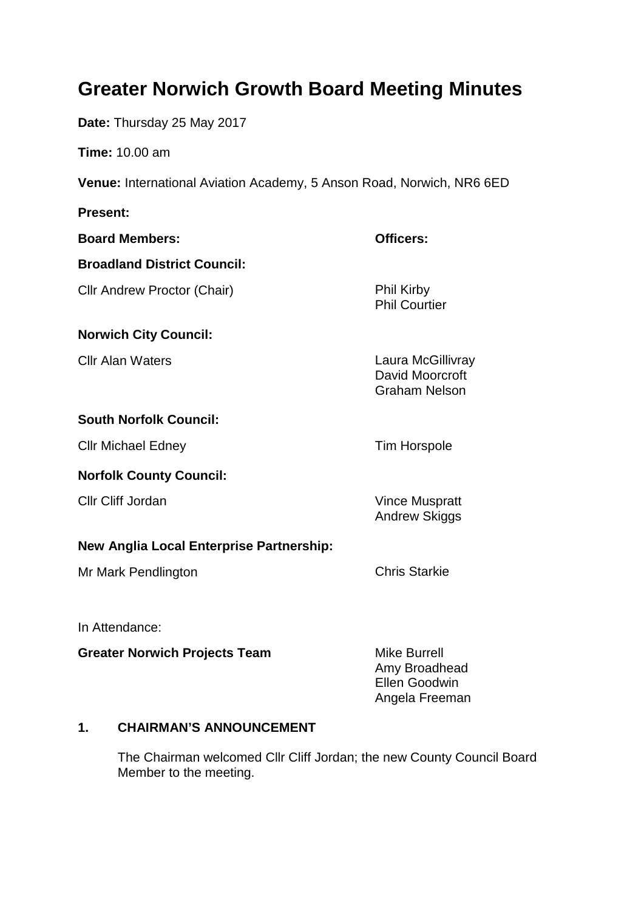# Greater Norwich Growth Board Meeting Minutes

**Date:** Thursday 25 May 2017

**Time:** 10.00 am

**Venue:** International Aviation Academy, 5 Anson Road, Norwich, NR6 6ED

**Present:**

| **Board Members:** | **Officers:** |
| --- | --- |
| **Broadland District Council:** | |
| Cllr Andrew Proctor (Chair) | Phil Kirby<br>Phil Courtier |
| **Norwich City Council:** | |
| Cllr Alan Waters | Laura McGillivray<br>David Moorcroft<br>Graham Nelson |
| **South Norfolk Council:** | |
| Cllr Michael Edney | Tim Horspole |
| **Norfolk County Council:** | |
| Cllr Cliff Jordan | Vince Muspratt<br>Andrew Skiggs |
| **New Anglia Local Enterprise Partnership:** | |
| Mr Mark Pendlington | Chris Starkie |

In Attendance:

| | |
| --- | --- |
| **Greater Norwich Projects Team** | Mike Burrell<br>Amy Broadhead<br>Ellen Goodwin<br>Angela Freeman |

## 1. CHAIRMAN'S ANNOUNCEMENT

The Chairman welcomed Cllr Cliff Jordan; the new County Council Board Member to the meeting.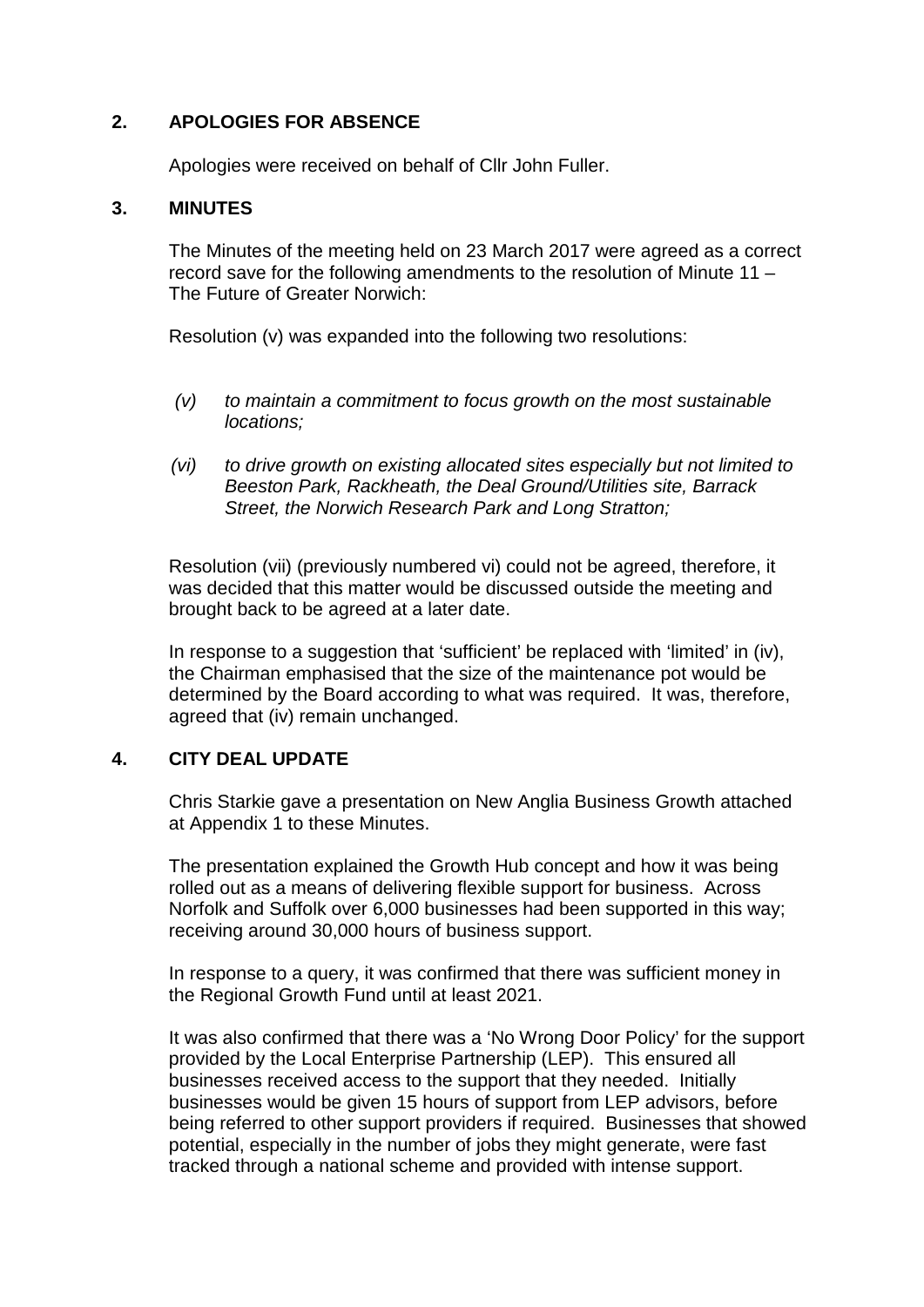## 2. APOLOGIES FOR ABSENCE

Apologies were received on behalf of Cllr John Fuller.

## 3. MINUTES

The Minutes of the meeting held on 23 March 2017 were agreed as a correct record save for the following amendments to the resolution of Minute 11 – The Future of Greater Norwich:

Resolution (v) was expanded into the following two resolutions:

*(v) to maintain a commitment to focus growth on the most sustainable locations;*

*(vi) to drive growth on existing allocated sites especially but not limited to Beeston Park, Rackheath, the Deal Ground/Utilities site, Barrack Street, the Norwich Research Park and Long Stratton;*

Resolution (vii) (previously numbered vi) could not be agreed, therefore, it was decided that this matter would be discussed outside the meeting and brought back to be agreed at a later date.

In response to a suggestion that 'sufficient' be replaced with 'limited' in (iv), the Chairman emphasised that the size of the maintenance pot would be determined by the Board according to what was required. It was, therefore, agreed that (iv) remain unchanged.

## 4. CITY DEAL UPDATE

Chris Starkie gave a presentation on New Anglia Business Growth attached at Appendix 1 to these Minutes.

The presentation explained the Growth Hub concept and how it was being rolled out as a means of delivering flexible support for business. Across Norfolk and Suffolk over 6,000 businesses had been supported in this way; receiving around 30,000 hours of business support.

In response to a query, it was confirmed that there was sufficient money in the Regional Growth Fund until at least 2021.

It was also confirmed that there was a 'No Wrong Door Policy' for the support provided by the Local Enterprise Partnership (LEP). This ensured all businesses received access to the support that they needed. Initially businesses would be given 15 hours of support from LEP advisors, before being referred to other support providers if required. Businesses that showed potential, especially in the number of jobs they might generate, were fast tracked through a national scheme and provided with intense support.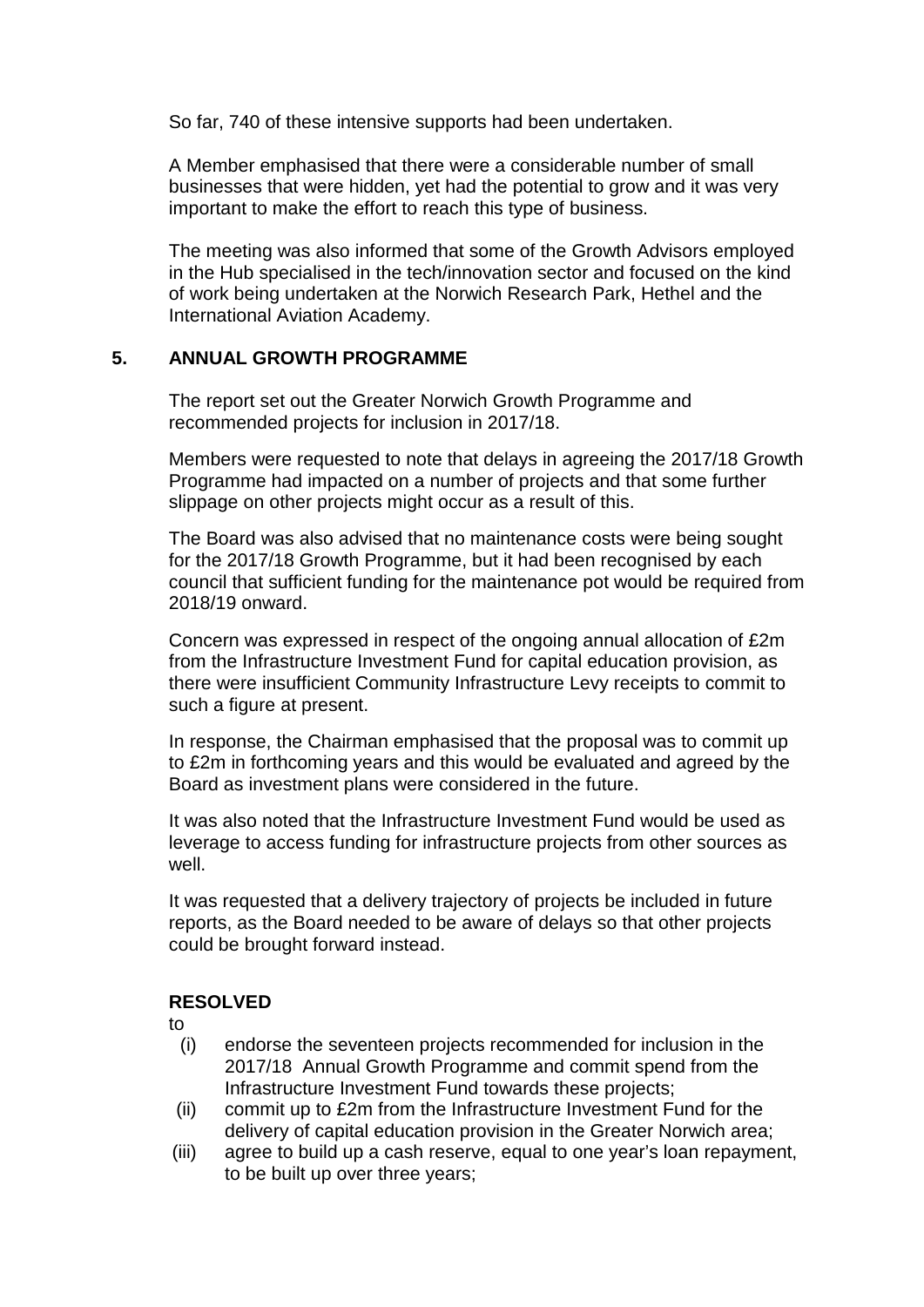So far, 740 of these intensive supports had been undertaken.

A Member emphasised that there were a considerable number of small businesses that were hidden, yet had the potential to grow and it was very important to make the effort to reach this type of business.

The meeting was also informed that some of the Growth Advisors employed in the Hub specialised in the tech/innovation sector and focused on the kind of work being undertaken at the Norwich Research Park, Hethel and the International Aviation Academy.

## 5. ANNUAL GROWTH PROGRAMME

The report set out the Greater Norwich Growth Programme and recommended projects for inclusion in 2017/18.

Members were requested to note that delays in agreeing the 2017/18 Growth Programme had impacted on a number of projects and that some further slippage on other projects might occur as a result of this.

The Board was also advised that no maintenance costs were being sought for the 2017/18 Growth Programme, but it had been recognised by each council that sufficient funding for the maintenance pot would be required from 2018/19 onward.

Concern was expressed in respect of the ongoing annual allocation of £2m from the Infrastructure Investment Fund for capital education provision, as there were insufficient Community Infrastructure Levy receipts to commit to such a figure at present.

In response, the Chairman emphasised that the proposal was to commit up to £2m in forthcoming years and this would be evaluated and agreed by the Board as investment plans were considered in the future.

It was also noted that the Infrastructure Investment Fund would be used as leverage to access funding for infrastructure projects from other sources as well.

It was requested that a delivery trajectory of projects be included in future reports, as the Board needed to be aware of delays so that other projects could be brought forward instead.

**RESOLVED**

to

(i) endorse the seventeen projects recommended for inclusion in the 2017/18 Annual Growth Programme and commit spend from the Infrastructure Investment Fund towards these projects;

(ii) commit up to £2m from the Infrastructure Investment Fund for the delivery of capital education provision in the Greater Norwich area;

(iii) agree to build up a cash reserve, equal to one year's loan repayment, to be built up over three years;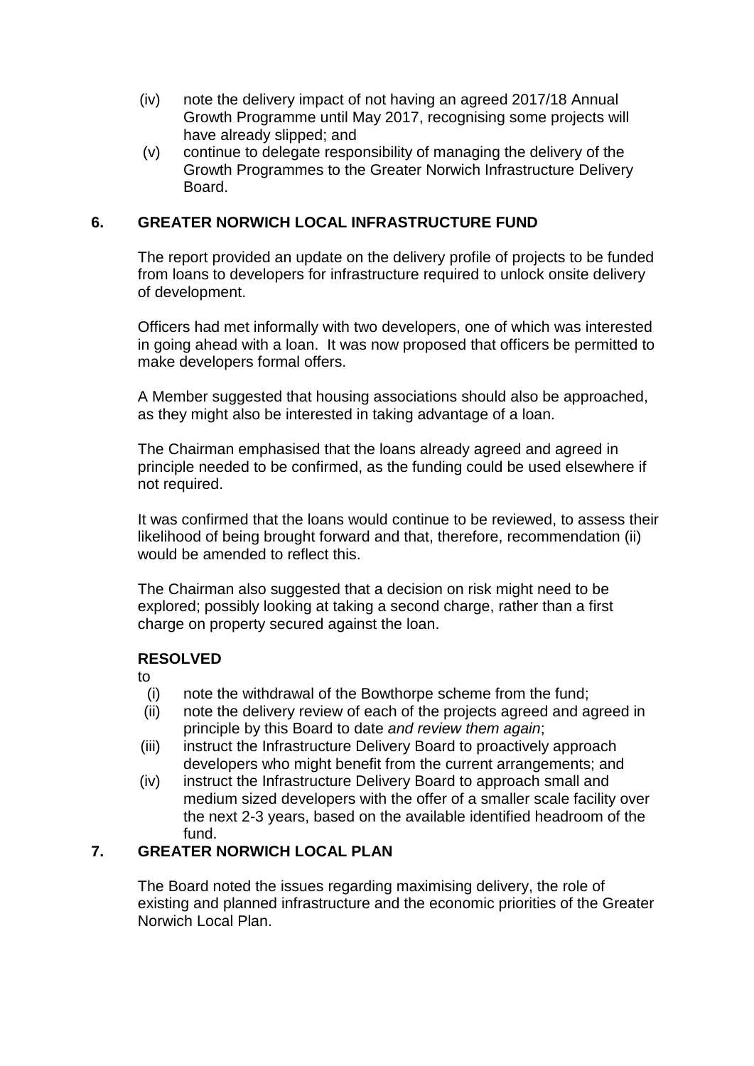(iv) note the delivery impact of not having an agreed 2017/18 Annual Growth Programme until May 2017, recognising some projects will have already slipped; and
(v) continue to delegate responsibility of managing the delivery of the Growth Programmes to the Greater Norwich Infrastructure Delivery Board.

## 6. GREATER NORWICH LOCAL INFRASTRUCTURE FUND

The report provided an update on the delivery profile of projects to be funded from loans to developers for infrastructure required to unlock onsite delivery of development.

Officers had met informally with two developers, one of which was interested in going ahead with a loan. It was now proposed that officers be permitted to make developers formal offers.

A Member suggested that housing associations should also be approached, as they might also be interested in taking advantage of a loan.

The Chairman emphasised that the loans already agreed and agreed in principle needed to be confirmed, as the funding could be used elsewhere if not required.

It was confirmed that the loans would continue to be reviewed, to assess their likelihood of being brought forward and that, therefore, recommendation (ii) would be amended to reflect this.

The Chairman also suggested that a decision on risk might need to be explored; possibly looking at taking a second charge, rather than a first charge on property secured against the loan.

**RESOLVED**

to

(i) note the withdrawal of the Bowthorpe scheme from the fund;
(ii) note the delivery review of each of the projects agreed and agreed in principle by this Board to date *and review them again*;
(iii) instruct the Infrastructure Delivery Board to proactively approach developers who might benefit from the current arrangements; and
(iv) instruct the Infrastructure Delivery Board to approach small and medium sized developers with the offer of a smaller scale facility over the next 2-3 years, based on the available identified headroom of the fund.

## 7. GREATER NORWICH LOCAL PLAN

The Board noted the issues regarding maximising delivery, the role of existing and planned infrastructure and the economic priorities of the Greater Norwich Local Plan.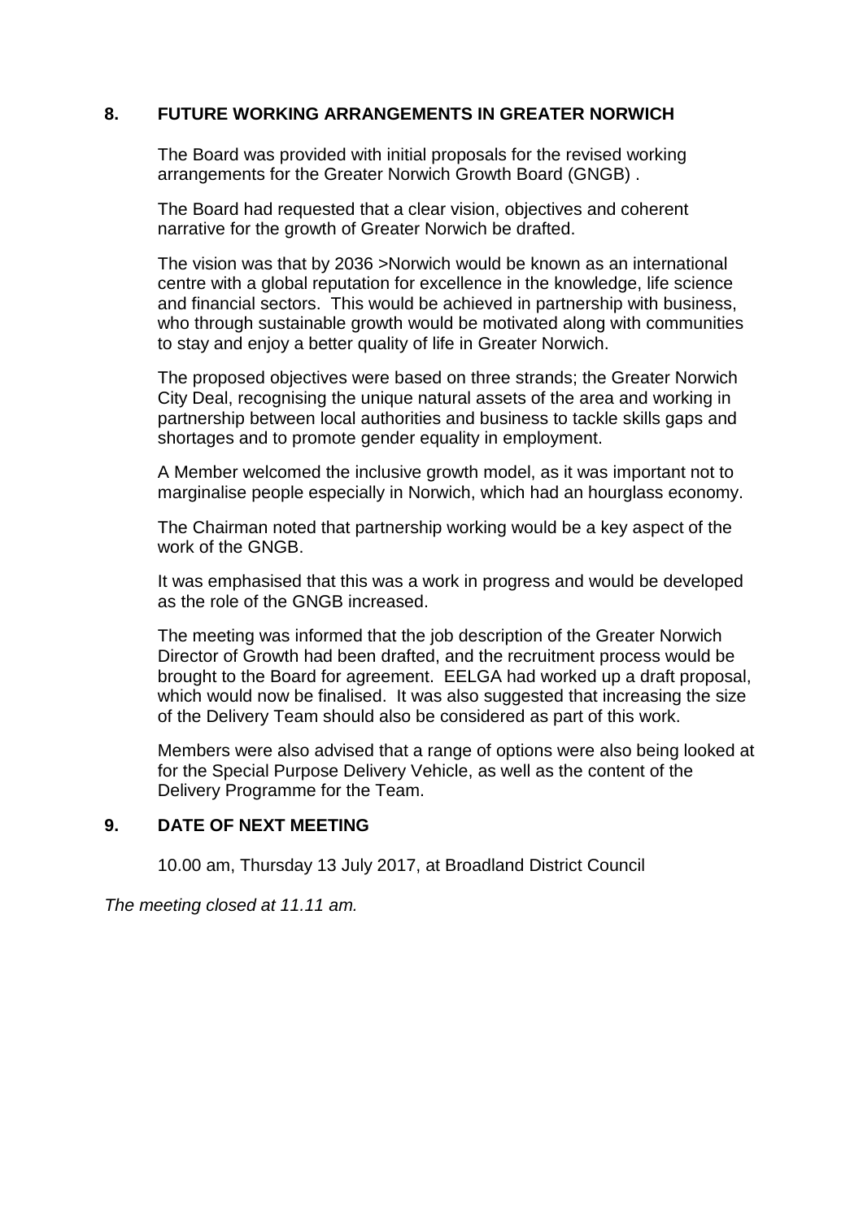## 8. FUTURE WORKING ARRANGEMENTS IN GREATER NORWICH

The Board was provided with initial proposals for the revised working arrangements for the Greater Norwich Growth Board (GNGB) .

The Board had requested that a clear vision, objectives and coherent narrative for the growth of Greater Norwich be drafted.

The vision was that by 2036 >Norwich would be known as an international centre with a global reputation for excellence in the knowledge, life science and financial sectors. This would be achieved in partnership with business, who through sustainable growth would be motivated along with communities to stay and enjoy a better quality of life in Greater Norwich.

The proposed objectives were based on three strands; the Greater Norwich City Deal, recognising the unique natural assets of the area and working in partnership between local authorities and business to tackle skills gaps and shortages and to promote gender equality in employment.

A Member welcomed the inclusive growth model, as it was important not to marginalise people especially in Norwich, which had an hourglass economy.

The Chairman noted that partnership working would be a key aspect of the work of the GNGB.

It was emphasised that this was a work in progress and would be developed as the role of the GNGB increased.

The meeting was informed that the job description of the Greater Norwich Director of Growth had been drafted, and the recruitment process would be brought to the Board for agreement. EELGA had worked up a draft proposal, which would now be finalised. It was also suggested that increasing the size of the Delivery Team should also be considered as part of this work.

Members were also advised that a range of options were also being looked at for the Special Purpose Delivery Vehicle, as well as the content of the Delivery Programme for the Team.

## 9. DATE OF NEXT MEETING

10.00 am, Thursday 13 July 2017, at Broadland District Council

*The meeting closed at 11.11 am.*